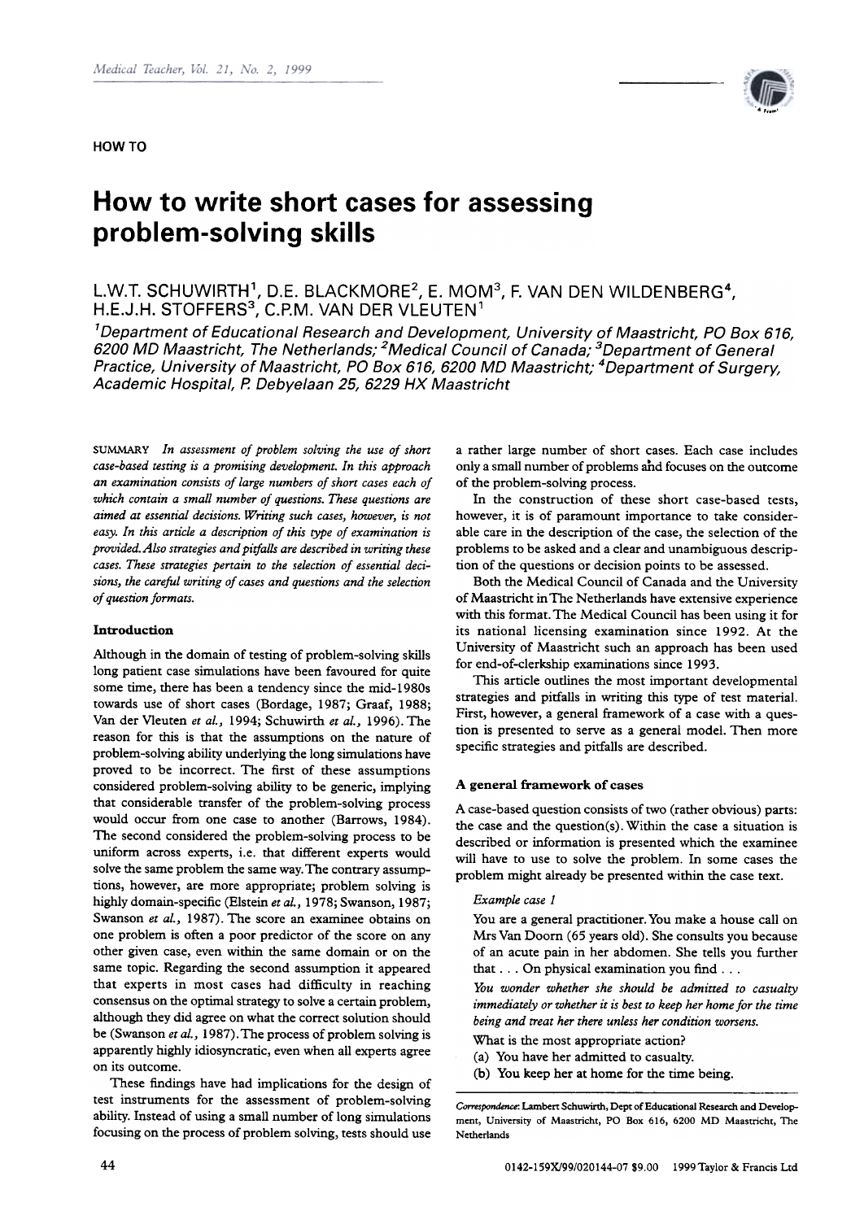HOW TO

# How to write short cases for assessing problem-solving skills

L.W.T. SCHUWIRTH[1], D.E. BLACKMORE[2], E. MOM[3], F. VAN DEN WILDENBERG[4], H.E.J.H. STOFFERS[3], C.P.M. VAN DER VLEUTEN[1]

[1]*Department of Educational Research and Development, University of Maastricht, PO Box 616, 6200 MD Maastricht, The Netherlands;* [2]*Medical Council of Canada;* [3]*Department of General Practice, University of Maastricht, PO Box 616, 6200 MD Maastricht;* [4]*Department of Surgery, Academic Hospital, P. Debyelaan 25, 6229 HX Maastricht*

SUMMARY *In assessment of problem solving the use of short case-based testing is a promising development. In this approach an examination consists of large numbers of short cases each of which contain a small number of questions. These questions are aimed at essential decisions. Writing such cases, however, is not easy. In this article a description of this type of examination is provided. Also strategies and pitfalls are described in writing these cases. These strategies pertain to the selection of essential decisions, the careful writing of cases and questions and the selection of question formats.*

## Introduction

Although in the domain of testing of problem-solving skills long patient case simulations have been favoured for quite some time, there has been a tendency since the mid-1980s towards use of short cases (Bordage, 1987; Graaf, 1988; Van der Vleuten *et al.*, 1994; Schuwirth *et al.*, 1996). The reason for this is that the assumptions on the nature of problem-solving ability underlying the long simulations have proved to be incorrect. The first of these assumptions considered problem-solving ability to be generic, implying that considerable transfer of the problem-solving process would occur from one case to another (Barrows, 1984). The second considered the problem-solving process to be uniform across experts, i.e. that different experts would solve the same problem the same way. The contrary assumptions, however, are more appropriate; problem solving is highly domain-specific (Elstein *et al.*, 1978; Swanson, 1987; Swanson *et al.*, 1987). The score an examinee obtains on one problem is often a poor predictor of the score on any other given case, even within the same domain or on the same topic. Regarding the second assumption it appeared that experts in most cases had difficulty in reaching consensus on the optimal strategy to solve a certain problem, although they did agree on what the correct solution should be (Swanson *et al.*, 1987). The process of problem solving is apparently highly idiosyncratic, even when all experts agree on its outcome.

These findings have had implications for the design of test instruments for the assessment of problem-solving ability. Instead of using a small number of long simulations focusing on the process of problem solving, tests should use a rather large number of short cases. Each case includes only a small number of problems and focuses on the outcome of the problem-solving process.

In the construction of these short case-based tests, however, it is of paramount importance to take considerable care in the description of the case, the selection of the problems to be asked and a clear and unambiguous description of the questions or decision points to be assessed.

Both the Medical Council of Canada and the University of Maastricht in The Netherlands have extensive experience with this format. The Medical Council has been using it for its national licensing examination since 1992. At the University of Maastricht such an approach has been used for end-of-clerkship examinations since 1993.

This article outlines the most important developmental strategies and pitfalls in writing this type of test material. First, however, a general framework of a case with a question is presented to serve as a general model. Then more specific strategies and pitfalls are described.

## A general framework of cases

A case-based question consists of two (rather obvious) parts: the case and the question(s). Within the case a situation is described or information is presented which the examinee will have to use to solve the problem. In some cases the problem might already be presented within the case text.

> *Example case 1*
>
> You are a general practitioner. You make a house call on Mrs Van Doorn (65 years old). She consults you because of an acute pain in her abdomen. She tells you further that . . . On physical examination you find . . .
>
> *You wonder whether she should be admitted to casualty immediately or whether it is best to keep her home for the time being and treat her there unless her condition worsens.*
>
> What is the most appropriate action?
>
> (a) You have her admitted to casualty.
>
> (b) You keep her at home for the time being.

*Correspondence*: Lambert Schuwirth, Dept of Educational Research and Development, University of Maastricht, PO Box 616, 6200 MD Maastricht, The Netherlands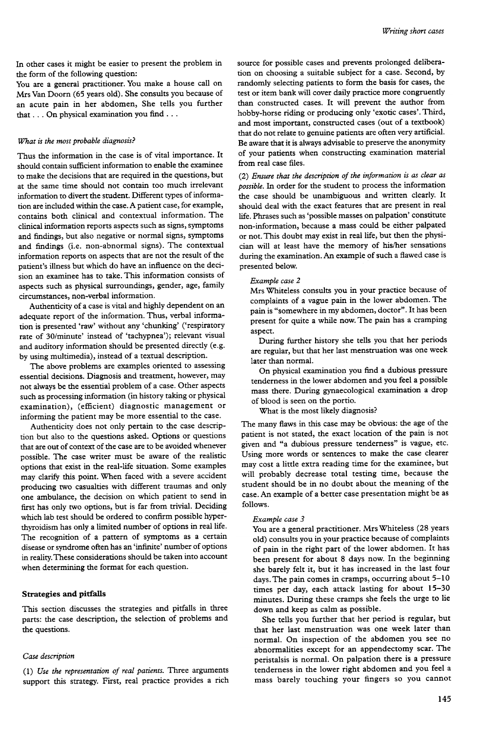In other cases it might be easier to present the problem in the form of the following question:

You are a general practitioner. You make a house call on Mrs Van Doorn (65 years old). She consults you because of an acute pain in her abdomen, She tells you further that . . . On physical examination you find . . .

*What is the most probable diagnosis?*

Thus the information in the case is of vital importance. It should contain sufficient information to enable the examinee to make the decisions that are required in the questions, but at the same time should not contain too much irrelevant information to divert the student. Different types of information are included within the case. A patient case, for example, contains both clinical and contextual information. The clinical information reports aspects such as signs, symptoms and findings, but also negative or normal signs, symptoms and findings (i.e. non-abnormal signs). The contextual information reports on aspects that are not the result of the patient's illness but which do have an influence on the decision an examinee has to take. This information consists of aspects such as physical surroundings, gender, age, family circumstances, non-verbal information.

Authenticity of a case is vital and highly dependent on an adequate report of the information. Thus, verbal information is presented 'raw' without any 'chunking' ('respiratory rate of 30/minute' instead of 'tachypnea'); relevant visual and auditory information should be presented directly (e.g. by using multimedia), instead of a textual description.

The above problems are examples oriented to assessing essential decisions. Diagnosis and treatment, however, may not always be the essential problem of a case. Other aspects such as processing information (in history taking or physical examination), (efficient) diagnostic management or informing the patient may be more essential to the case.

Authenticity does not only pertain to the case description but also to the questions asked. Options or questions that are out of context of the case are to be avoided whenever possible. The case writer must be aware of the realistic options that exist in the real-life situation. Some examples may clarify this point. When faced with a severe accident producing two casualties with different traumas and only one ambulance, the decision on which patient to send in first has only two options, but is far from trivial. Deciding which lab test should be ordered to confirm possible hyperthyroidism has only a limited number of options in real life. The recognition of a pattern of symptoms as a certain disease or syndrome often has an 'infinite' number of options in reality. These considerations should be taken into account when determining the format for each question.

## Strategies and pitfalls

This section discusses the strategies and pitfalls in three parts: the case description, the selection of problems and the questions.

### *Case description*

(1) *Use the representation of real patients.* Three arguments support this strategy. First, real practice provides a rich source for possible cases and prevents prolonged deliberation on choosing a suitable subject for a case. Second, by randomly selecting patients to form the basis for cases, the test or item bank will cover daily practice more congruently than constructed cases. It will prevent the author from hobby-horse riding or producing only 'exotic cases'. Third, and most important, constructed cases (out of a textbook) that do not relate to genuine patients are often very artificial. Be aware that it is always advisable to preserve the anonymity of your patients when constructing examination material from real case files.

(2) *Ensure that the description of the information is as clear as possible.* In order for the student to process the information the case should be unambiguous and written clearly. It should deal with the exact features that are present in real life. Phrases such as 'possible masses on palpation' constitute non-information, because a mass could be either palpated or not. This doubt may exist in real life, but then the physician will at least have the memory of his/her sensations during the examination. An example of such a flawed case is presented below.

*Example case 2*

Mrs Whiteless consults you in your practice because of complaints of a vague pain in the lower abdomen. The pain is "somewhere in my abdomen, doctor". It has been present for quite a while now. The pain has a cramping aspect.

During further history she tells you that her periods are regular, but that her last menstruation was one week later than normal.

On physical examination you find a dubious pressure tenderness in the lower abdomen and you feel a possible mass there. During gynaecological examination a drop of blood is seen on the portio.

What is the most likely diagnosis?

The many flaws in this case may be obvious: the age of the patient is not stated, the exact location of the pain is not given and "a dubious pressure tenderness" is vague, etc. Using more words or sentences to make the case clearer may cost a little extra reading time for the examinee, but will probably decrease total testing time, because the student should be in no doubt about the meaning of the case. An example of a better case presentation might be as follows.

*Example case 3*

You are a general practitioner. Mrs Whiteless (28 years old) consults you in your practice because of complaints of pain in the right part of the lower abdomen. It has been present for about 8 days now. In the beginning she barely felt it, but it has increased in the last four days. The pain comes in cramps, occurring about 5–10 times per day, each attack lasting for about 15–30 minutes. During these cramps she feels the urge to lie down and keep as calm as possible.

She tells you further that her period is regular, but that her last menstruation was one week later than normal. On inspection of the abdomen you see no abnormalities except for an appendectomy scar. The peristalsis is normal. On palpation there is a pressure tenderness in the lower right abdomen and you feel a mass barely touching your fingers so you cannot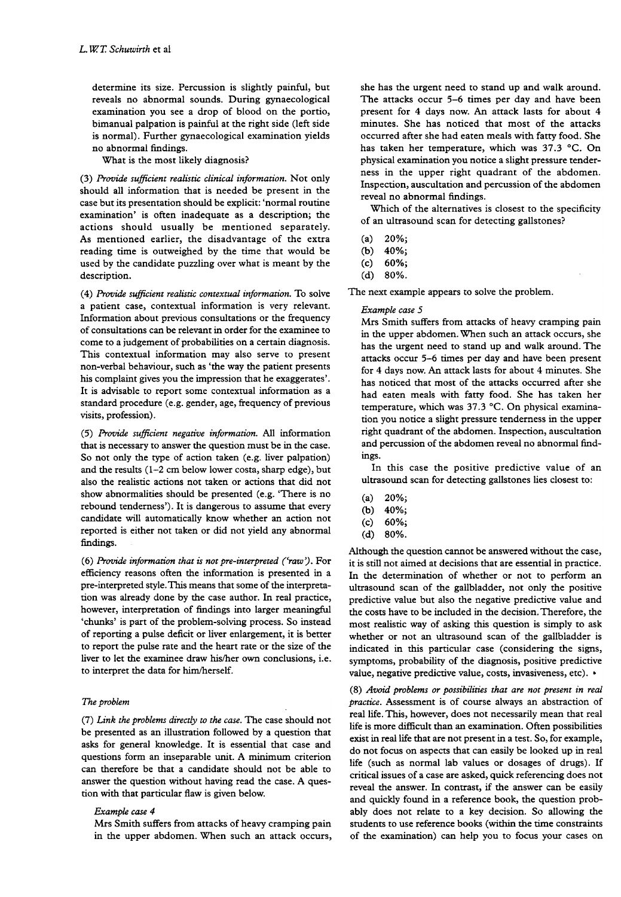determine its size. Percussion is slightly painful, but reveals no abnormal sounds. During gynaecological examination you see a drop of blood on the portio, bimanual palpation is painful at the right side (left side is normal). Further gynaecological examination yields no abnormal findings.

What is the most likely diagnosis?

(3) *Provide sufficient realistic clinical information.* Not only should all information that is needed be present in the case but its presentation should be explicit: 'normal routine examination' is often inadequate as a description; the actions should usually be mentioned separately. As mentioned earlier, the disadvantage of the extra reading time is outweighed by the time that would be used by the candidate puzzling over what is meant by the description.

(4) *Provide sufficient realistic contextual information.* To solve a patient case, contextual information is very relevant. Information about previous consultations or the frequency of consultations can be relevant in order for the examinee to come to a judgement of probabilities on a certain diagnosis. This contextual information may also serve to present non-verbal behaviour, such as 'the way the patient presents his complaint gives you the impression that he exaggerates'. It is advisable to report some contextual information as a standard procedure (e.g. gender, age, frequency of previous visits, profession).

(5) *Provide sufficient negative information.* All information that is necessary to answer the question must be in the case. So not only the type of action taken (e.g. liver palpation) and the results (1–2 cm below lower costa, sharp edge), but also the realistic actions not taken or actions that did not show abnormalities should be presented (e.g. 'There is no rebound tenderness'). It is dangerous to assume that every candidate will automatically know whether an action not reported is either not taken or did not yield any abnormal findings.

(6) *Provide information that is not pre-interpreted ('raw').* For efficiency reasons often the information is presented in a pre-interpreted style. This means that some of the interpretation was already done by the case author. In real practice, however, interpretation of findings into larger meaningful 'chunks' is part of the problem-solving process. So instead of reporting a pulse deficit or liver enlargement, it is better to report the pulse rate and the heart rate or the size of the liver to let the examinee draw his/her own conclusions, i.e. to interpret the data for him/herself.

### *The problem*

(7) *Link the problems directly to the case.* The case should not be presented as an illustration followed by a question that asks for general knowledge. It is essential that case and questions form an inseparable unit. A minimum criterion can therefore be that a candidate should not be able to answer the question without having read the case. A question with that particular flaw is given below.

*Example case 4*

Mrs Smith suffers from attacks of heavy cramping pain in the upper abdomen. When such an attack occurs, she has the urgent need to stand up and walk around. The attacks occur 5–6 times per day and have been present for 4 days now. An attack lasts for about 4 minutes. She has noticed that most of the attacks occurred after she had eaten meals with fatty food. She has taken her temperature, which was 37.3 °C. On physical examination you notice a slight pressure tenderness in the upper right quadrant of the abdomen. Inspection, auscultation and percussion of the abdomen reveal no abnormal findings.

Which of the alternatives is closest to the specificity of an ultrasound scan for detecting gallstones?

(a) 20%;
(b) 40%;
(c) 60%;
(d) 80%.

The next example appears to solve the problem.

*Example case 5*

Mrs Smith suffers from attacks of heavy cramping pain in the upper abdomen. When such an attack occurs, she has the urgent need to stand up and walk around. The attacks occur 5–6 times per day and have been present for 4 days now. An attack lasts for about 4 minutes. She has noticed that most of the attacks occurred after she had eaten meals with fatty food. She has taken her temperature, which was 37.3 °C. On physical examination you notice a slight pressure tenderness in the upper right quadrant of the abdomen. Inspection, auscultation and percussion of the abdomen reveal no abnormal findings.

In this case the positive predictive value of an ultrasound scan for detecting gallstones lies closest to:

(a) 20%;
(b) 40%;
(c) 60%;
(d) 80%.

Although the question cannot be answered without the case, it is still not aimed at decisions that are essential in practice. In the determination of whether or not to perform an ultrasound scan of the gallbladder, not only the positive predictive value but also the negative predictive value and the costs have to be included in the decision. Therefore, the most realistic way of asking this question is simply to ask whether or not an ultrasound scan of the gallbladder is indicated in this particular case (considering the signs, symptoms, probability of the diagnosis, positive predictive value, negative predictive value, costs, invasiveness, etc).

(8) *Avoid problems or possibilities that are not present in real practice.* Assessment is of course always an abstraction of real life. This, however, does not necessarily mean that real life is more difficult than an examination. Often possibilities exist in real life that are not present in a test. So, for example, do not focus on aspects that can easily be looked up in real life (such as normal lab values or dosages of drugs). If critical issues of a case are asked, quick referencing does not reveal the answer. In contrast, if the answer can be easily and quickly found in a reference book, the question probably does not relate to a key decision. So allowing the students to use reference books (within the time constraints of the examination) can help you to focus your cases on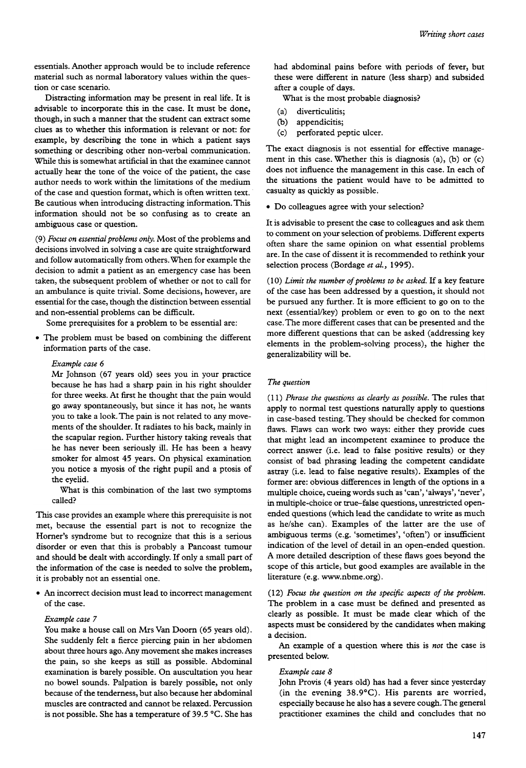essentials. Another approach would be to include reference material such as normal laboratory values within the question or case scenario.

Distracting information may be present in real life. It is advisable to incorporate this in the case. It must be done, though, in such a manner that the student can extract some clues as to whether this information is relevant or not: for example, by describing the tone in which a patient says something or describing other non-verbal communication. While this is somewhat artificial in that the examinee cannot actually hear the tone of the voice of the patient, the case author needs to work within the limitations of the medium of the case and question format, which is often written text. Be cautious when introducing distracting information. This information should not be so confusing as to create an ambiguous case or question.

(9) *Focus on essential problems only.* Most of the problems and decisions involved in solving a case are quite straightforward and follow automatically from others. When for example the decision to admit a patient as an emergency case has been taken, the subsequent problem of whether or not to call for an ambulance is quite trivial. Some decisions, however, are essential for the case, though the distinction between essential and non-essential problems can be difficult.

Some prerequisites for a problem to be essential are:

- The problem must be based on combining the different information parts of the case.

> *Example case 6*
>
> Mr Johnson (67 years old) sees you in your practice because he has had a sharp pain in his right shoulder for three weeks. At first he thought that the pain would go away spontaneously, but since it has not, he wants you to take a look. The pain is not related to any movements of the shoulder. It radiates to his back, mainly in the scapular region. Further history taking reveals that he has never been seriously ill. He has been a heavy smoker for almost 45 years. On physical examination you notice a myosis of the right pupil and a ptosis of the eyelid.
>
> What is this combination of the last two symptoms called?

This case provides an example where this prerequisite is not met, because the essential part is not to recognize the Horner's syndrome but to recognize that this is a serious disorder or even that this is probably a Pancoast tumour and should be dealt with accordingly. If only a small part of the information of the case is needed to solve the problem, it is probably not an essential one.

- An incorrect decision must lead to incorrect management of the case.

> *Example case 7*
>
> You make a house call on Mrs Van Doorn (65 years old). She suddenly felt a fierce piercing pain in her abdomen about three hours ago. Any movement she makes increases the pain, so she keeps as still as possible. Abdominal examination is barely possible. On auscultation you hear no bowel sounds. Palpation is barely possible, not only because of the tenderness, but also because her abdominal muscles are contracted and cannot be relaxed. Percussion is not possible. She has a temperature of 39.5 °C. She has had abdominal pains before with periods of fever, but these were different in nature (less sharp) and subsided after a couple of days.
>
> What is the most probable diagnosis?
>
> (a) diverticulitis;
> (b) appendicitis;
> (c) perforated peptic ulcer.

The exact diagnosis is not essential for effective management in this case. Whether this is diagnosis (a), (b) or (c) does not influence the management in this case. In each of the situations the patient would have to be admitted to casualty as quickly as possible.

- Do colleagues agree with your selection?

It is advisable to present the case to colleagues and ask them to comment on your selection of problems. Different experts often share the same opinion on what essential problems are. In the case of dissent it is recommended to rethink your selection process (Bordage *et al.*, 1995).

(10) *Limit the number of problems to be asked.* If a key feature of the case has been addressed by a question, it should not be pursued any further. It is more efficient to go on to the next (essential/key) problem or even to go on to the next case. The more different cases that can be presented and the more different questions that can be asked (addressing key elements in the problem-solving process), the higher the generalizability will be.

### *The question*

(11) *Phrase the questions as clearly as possible.* The rules that apply to normal test questions naturally apply to questions in case-based testing. They should be checked for common flaws. Flaws can work two ways: either they provide cues that might lead an incompetent examinee to produce the correct answer (i.e. lead to false positive results) or they consist of bad phrasing leading the competent candidate astray (i.e. lead to false negative results). Examples of the former are: obvious differences in length of the options in a multiple choice, cueing words such as 'can', 'always', 'never', in multiple-choice or true–false questions, unrestricted open-ended questions (which lead the candidate to write as much as he/she can). Examples of the latter are the use of ambiguous terms (e.g. 'sometimes', 'often') or insufficient indication of the level of detail in an open-ended question. A more detailed description of these flaws goes beyond the scope of this article, but good examples are available in the literature (e.g. www.nbme.org).

(12) *Focus the question on the specific aspects of the problem.* The problem in a case must be defined and presented as clearly as possible. It must be made clear which of the aspects must be considered by the candidates when making a decision.

An example of a question where this is *not* the case is presented below.

> *Example case 8*
>
> John Provis (4 years old) has had a fever since yesterday (in the evening 38.9°C). His parents are worried, especially because he also has a severe cough. The general practitioner examines the child and concludes that no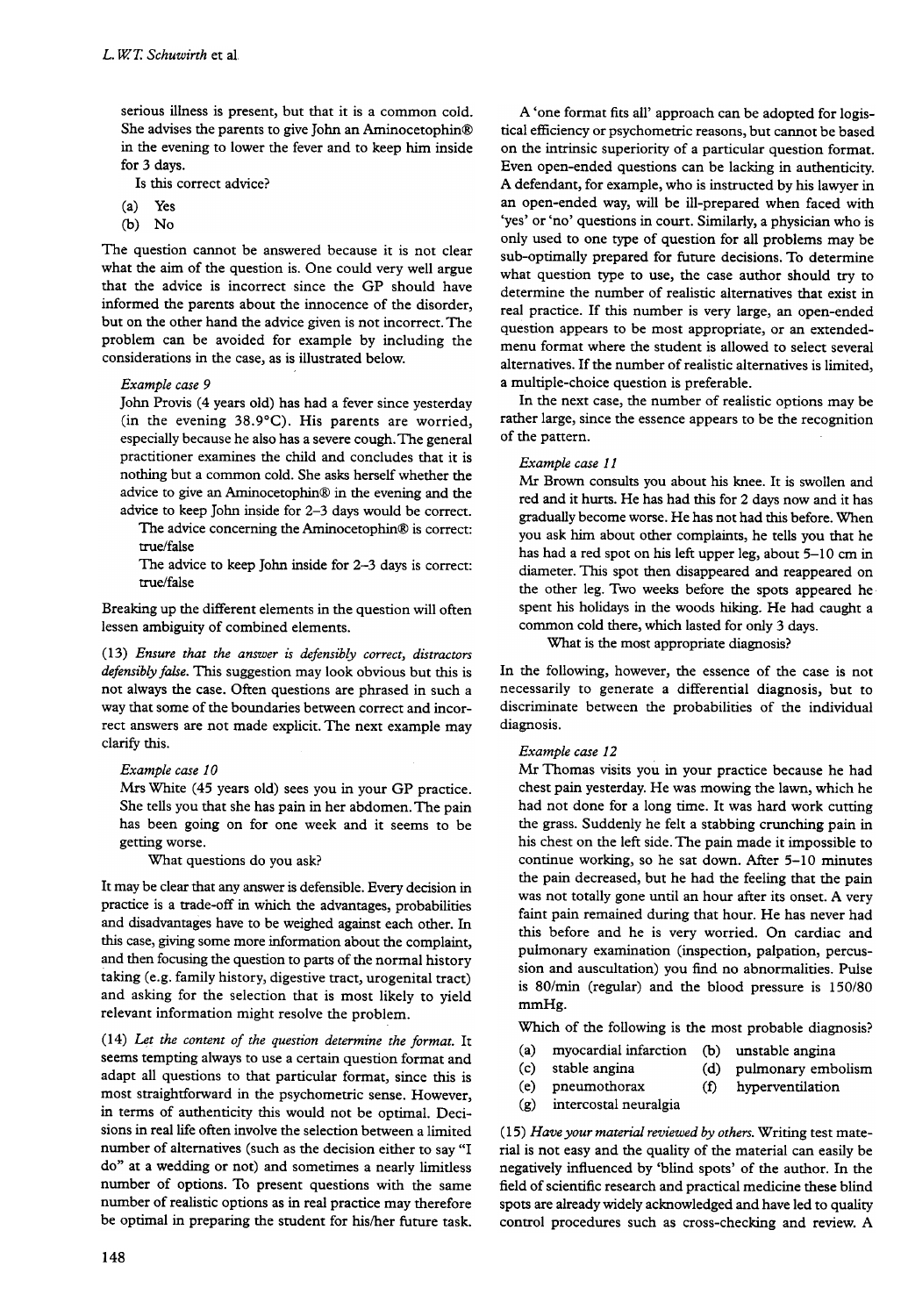serious illness is present, but that it is a common cold. She advises the parents to give John an Aminocetophin® in the evening to lower the fever and to keep him inside for 3 days.

Is this correct advice?

(a) Yes
(b) No

The question cannot be answered because it is not clear what the aim of the question is. One could very well argue that the advice is incorrect since the GP should have informed the parents about the innocence of the disorder, but on the other hand the advice given is not incorrect. The problem can be avoided for example by including the considerations in the case, as is illustrated below.

*Example case 9*

John Provis (4 years old) has had a fever since yesterday (in the evening 38.9°C). His parents are worried, especially because he also has a severe cough. The general practitioner examines the child and concludes that it is nothing but a common cold. She asks herself whether the advice to give an Aminocetophin® in the evening and the advice to keep John inside for 2–3 days would be correct.

The advice concerning the Aminocetophin® is correct: true/false

The advice to keep John inside for 2–3 days is correct: true/false

Breaking up the different elements in the question will often lessen ambiguity of combined elements.

(13) *Ensure that the answer is defensibly correct, distractors defensibly false.* This suggestion may look obvious but this is not always the case. Often questions are phrased in such a way that some of the boundaries between correct and incorrect answers are not made explicit. The next example may clarify this.

*Example case 10*

Mrs White (45 years old) sees you in your GP practice. She tells you that she has pain in her abdomen. The pain has been going on for one week and it seems to be getting worse.

What questions do you ask?

It may be clear that any answer is defensible. Every decision in practice is a trade-off in which the advantages, probabilities and disadvantages have to be weighed against each other. In this case, giving some more information about the complaint, and then focusing the question to parts of the normal history taking (e.g. family history, digestive tract, urogenital tract) and asking for the selection that is most likely to yield relevant information might resolve the problem.

(14) *Let the content of the question determine the format.* It seems tempting always to use a certain question format and adapt all questions to that particular format, since this is most straightforward in the psychometric sense. However, in terms of authenticity this would not be optimal. Decisions in real life often involve the selection between a limited number of alternatives (such as the decision either to say "I do" at a wedding or not) and sometimes a nearly limitless number of options. To present questions with the same number of realistic options as in real practice may therefore be optimal in preparing the student for his/her future task.

A 'one format fits all' approach can be adopted for logistical efficiency or psychometric reasons, but cannot be based on the intrinsic superiority of a particular question format. Even open-ended questions can be lacking in authenticity. A defendant, for example, who is instructed by his lawyer in an open-ended way, will be ill-prepared when faced with 'yes' or 'no' questions in court. Similarly, a physician who is only used to one type of question for all problems may be sub-optimally prepared for future decisions. To determine what question type to use, the case author should try to determine the number of realistic alternatives that exist in real practice. If this number is very large, an open-ended question appears to be most appropriate, or an extended-menu format where the student is allowed to select several alternatives. If the number of realistic alternatives is limited, a multiple-choice question is preferable.

In the next case, the number of realistic options may be rather large, since the essence appears to be the recognition of the pattern.

*Example case 11*

Mr Brown consults you about his knee. It is swollen and red and it hurts. He has had this for 2 days now and it has gradually become worse. He has not had this before. When you ask him about other complaints, he tells you that he has had a red spot on his left upper leg, about 5–10 cm in diameter. This spot then disappeared and reappeared on the other leg. Two weeks before the spots appeared he spent his holidays in the woods hiking. He had caught a common cold there, which lasted for only 3 days.

What is the most appropriate diagnosis?

In the following, however, the essence of the case is not necessarily to generate a differential diagnosis, but to discriminate between the probabilities of the individual diagnosis.

*Example case 12*

Mr Thomas visits you in your practice because he had chest pain yesterday. He was mowing the lawn, which he had not done for a long time. It was hard work cutting the grass. Suddenly he felt a stabbing crunching pain in his chest on the left side. The pain made it impossible to continue working, so he sat down. After 5–10 minutes the pain decreased, but he had the feeling that the pain was not totally gone until an hour after its onset. A very faint pain remained during that hour. He has never had this before and he is very worried. On cardiac and pulmonary examination (inspection, palpation, percussion and auscultation) you find no abnormalities. Pulse is 80/min (regular) and the blood pressure is 150/80 mmHg.

Which of the following is the most probable diagnosis?

(a) myocardial infarction
(b) unstable angina
(c) stable angina
(d) pulmonary embolism
(e) pneumothorax
(f) hyperventilation
(g) intercostal neuralgia

(15) *Have your material reviewed by others.* Writing test material is not easy and the quality of the material can easily be negatively influenced by 'blind spots' of the author. In the field of scientific research and practical medicine these blind spots are already widely acknowledged and have led to quality control procedures such as cross-checking and review. A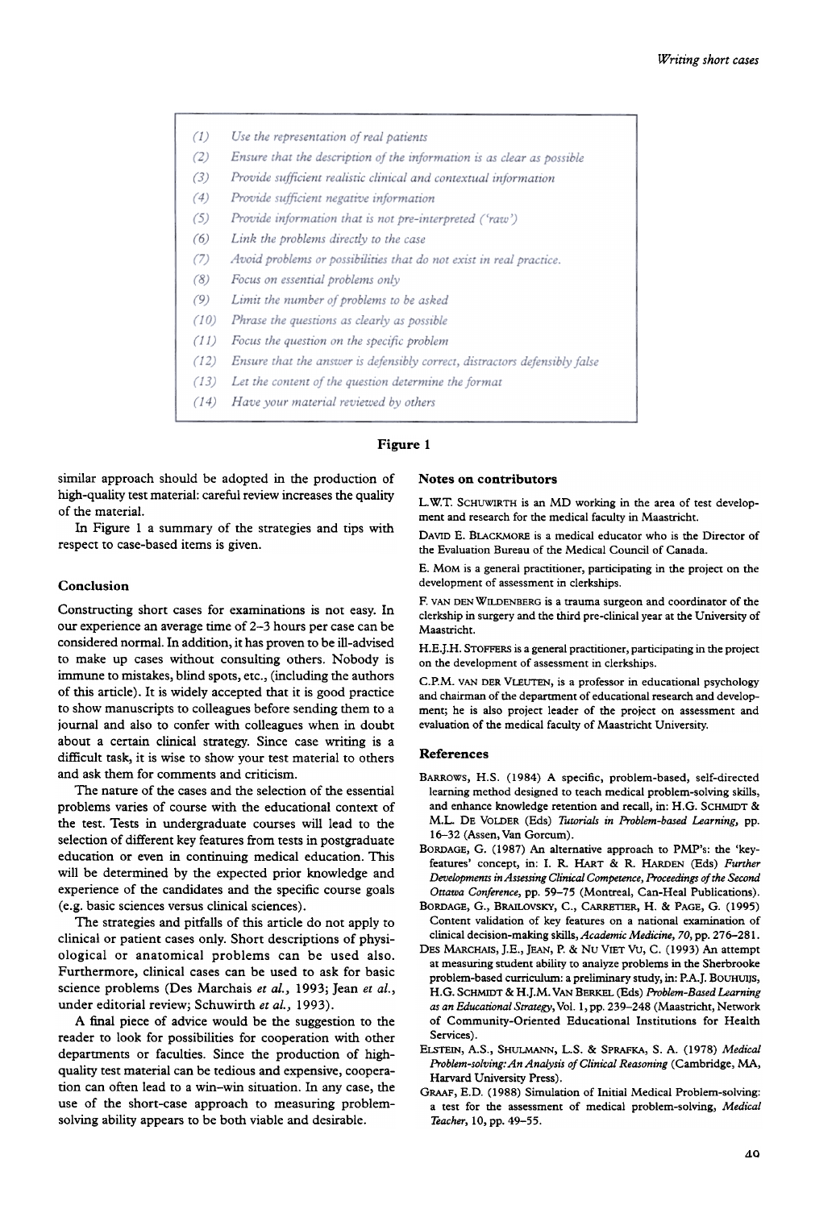(1) *Use the representation of real patients*
(2) *Ensure that the description of the information is as clear as possible*
(3) *Provide sufficient realistic clinical and contextual information*
(4) *Provide sufficient negative information*
(5) *Provide information that is not pre-interpreted ('raw')*
(6) *Link the problems directly to the case*
(7) *Avoid problems or possibilities that do not exist in real practice.*
(8) *Focus on essential problems only*
(9) *Limit the number of problems to be asked*
(10) *Phrase the questions as clearly as possible*
(11) *Focus the question on the specific problem*
(12) *Ensure that the answer is defensibly correct, distractors defensibly false*
(13) *Let the content of the question determine the format*
(14) *Have your material reviewed by others*

**Figure 1**

similar approach should be adopted in the production of high-quality test material: careful review increases the quality of the material.

In Figure 1 a summary of the strategies and tips with respect to case-based items is given.

## Conclusion

Constructing short cases for examinations is not easy. In our experience an average time of 2–3 hours per case can be considered normal. In addition, it has proven to be ill-advised to make up cases without consulting others. Nobody is immune to mistakes, blind spots, etc., (including the authors of this article). It is widely accepted that it is good practice to show manuscripts to colleagues before sending them to a journal and also to confer with colleagues when in doubt about a certain clinical strategy. Since case writing is a difficult task, it is wise to show your test material to others and ask them for comments and criticism.

The nature of the cases and the selection of the essential problems varies of course with the educational context of the test. Tests in undergraduate courses will lead to the selection of different key features from tests in postgraduate education or even in continuing medical education. This will be determined by the expected prior knowledge and experience of the candidates and the specific course goals (e.g. basic sciences versus clinical sciences).

The strategies and pitfalls of this article do not apply to clinical or patient cases only. Short descriptions of physiological or anatomical problems can be used also. Furthermore, clinical cases can be used to ask for basic science problems (Des Marchais *et al.*, 1993; Jean *et al.*, under editorial review; Schuwirth *et al.*, 1993).

A final piece of advice would be the suggestion to the reader to look for possibilities for cooperation with other departments or faculties. Since the production of high-quality test material can be tedious and expensive, cooperation can often lead to a win–win situation. In any case, the use of the short-case approach to measuring problem-solving ability appears to be both viable and desirable.

## Notes on contributors

L.W.T. Schuwirth is an MD working in the area of test development and research for the medical faculty in Maastricht.

David E. Blackmore is a medical educator who is the Director of the Evaluation Bureau of the Medical Council of Canada.

E. Mom is a general practitioner, participating in the project on the development of assessment in clerkships.

F. van den Wildenberg is a trauma surgeon and coordinator of the clerkship in surgery and the third pre-clinical year at the University of Maastricht.

H.E.J.H. Stoffers is a general practitioner, participating in the project on the development of assessment in clerkships.

C.P.M. van der Vleuten, is a professor in educational psychology and chairman of the department of educational research and development; he is also project leader of the project on assessment and evaluation of the medical faculty of Maastricht University.

## References

Barrows, H.S. (1984) A specific, problem-based, self-directed learning method designed to teach medical problem-solving skills, and enhance knowledge retention and recall, in: H.G. Schmidt & M.L. De Volder (Eds) *Tutorials in Problem-based Learning*, pp. 16–32 (Assen, Van Gorcum).

Bordage, G. (1987) An alternative approach to PMP's: the 'key-features' concept, in: I. R. Hart & R. Harden (Eds) *Further Developments in Assessing Clinical Competence, Proceedings of the Second Ottawa Conference*, pp. 59–75 (Montreal, Can-Heal Publications).

Bordage, G., Brailovsky, C., Carretier, H. & Page, G. (1995) Content validation of key features on a national examination of clinical decision-making skills, *Academic Medicine, 70*, pp. 276–281.

Des Marchais, J.E., Jean, P. & Nu Viet Vu, C. (1993) An attempt at measuring student ability to analyze problems in the Sherbrooke problem-based curriculum: a preliminary study, in: P.A.J. Bouhuijs, H.G. Schmidt & H.J.M. Van Berkel (Eds) *Problem-Based Learning as an Educational Strategy*, Vol. 1, pp. 239–248 (Maastricht, Network of Community-Oriented Educational Institutions for Health Services).

Elstein, A.S., Shulmann, L.S. & Sprafka, S. A. (1978) *Medical Problem-solving: An Analysis of Clinical Reasoning* (Cambridge, MA, Harvard University Press).

Graaf, E.D. (1988) Simulation of Initial Medical Problem-solving: a test for the assessment of medical problem-solving, *Medical Teacher*, 10, pp. 49–55.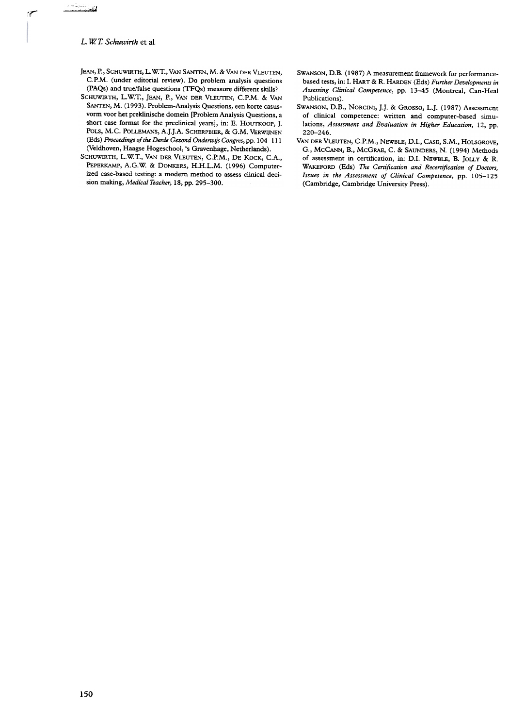JEAN, P., SCHUWIRTH, L.W.T., VAN SANTEN, M. & VAN DER VLEUTEN, C.P.M. (under editorial review). Do problem analysis questions (PAQs) and true/false questions (TFQs) measure different skills?

SCHUWIRTH, L.W.T., JEAN, P., VAN DER VLEUTEN, C.P.M. & VAN SANTEN, M. (1993). Problem-Analysis Questions, een korte casusvorm voor het preklinische domein [Problem Analysis Questions, a short case format for the preclinical years], in: E. HOUTKOOP, J. POLS, M.C. POLLEMANS, A.J.J.A. SCHERPBIER, & G.M. VERWIJNEN (Eds) *Proceedings of the Derde Gezond Onderwijs Congres*, pp. 104–111 (Veldhoven, Haagse Hogeschool, 's Gravenhage, Netherlands).

SCHUWIRTH, L.W.T., VAN DER VLEUTEN, C.P.M., DE KOCK, C.A., PEPERKAMP, A.G.W. & DONKERS, H.H.L.M. (1996) Computerized case-based testing: a modern method to assess clinical decision making, *Medical Teacher*, 18, pp. 295–300.

SWANSON, D.B. (1987) A measurement framework for performance-based tests, in: I. HART & R. HARDEN (Eds) *Further Developments in Assessing Clinical Competence*, pp. 13–45 (Montreal, Can-Heal Publications).

SWANSON, D.B., NORCINI, J.J. & GROSSO, L.J. (1987) Assessment of clinical competence: written and computer-based simulations, *Assessment and Evaluation in Higher Education*, 12, pp. 220–246.

VAN DER VLEUTEN, C.P.M., NEWBLE, D.I., CASE, S.M., HOLSGROVE, G., MCCANN, B., MCGRAE, C. & SAUNDERS, N. (1994) Methods of assessment in certification, in: D.I. NEWBLE, B. JOLLY & R. WAKEFORD (Eds) *The Certification and Recertification of Doctors, Issues in the Assessment of Clinical Competence*, pp. 105–125 (Cambridge, Cambridge University Press).